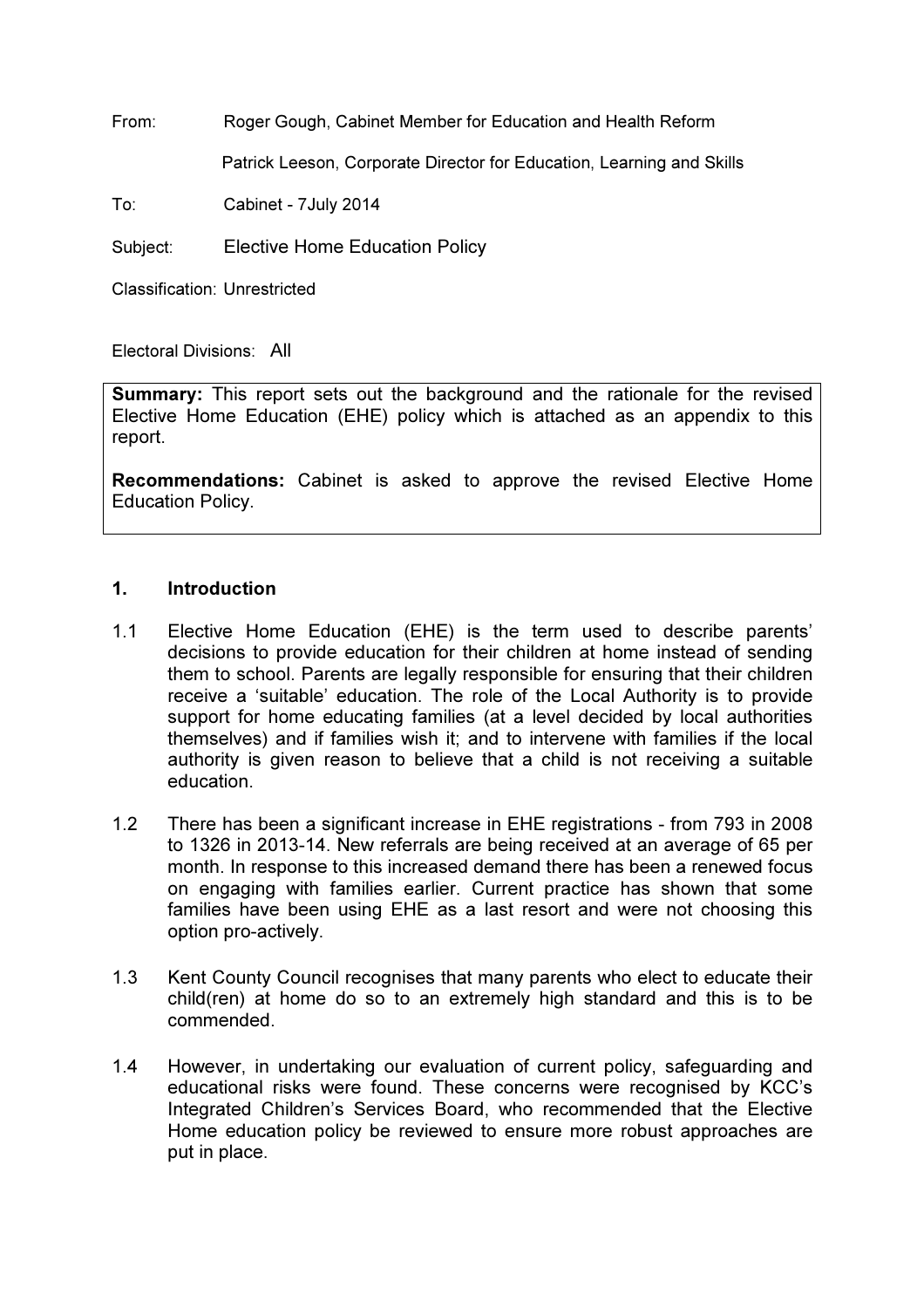From: Roger Gough, Cabinet Member for Education and Health Reform

Patrick Leeson, Corporate Director for Education, Learning and Skills

To: Cabinet - 7July 2014

Subject: Elective Home Education Policy

Classification: Unrestricted

Electoral Divisions: All

**Summary:** This report sets out the background and the rationale for the revised Elective Home Education (EHE) policy which is attached as an appendix to this report.

**Recommendations:** Cabinet is asked to approve the revised Elective Home Education Policy.

## 1. Introduction

1.1 Elective Home Education (EHE) is the term used to describe parents' decisions to provide education for their children at home instead of sending them to school. Parents are legally responsible for ensuring that their children receive a 'suitable' education. The role of the Local Authority is to provide support for home educating families (at a level decided by local authorities themselves) and if families wish it; and to intervene with families if the local authority is given reason to believe that a child is not receiving a suitable education.

1.2 There has been a significant increase in EHE registrations - from 793 in 2008 to 1326 in 2013-14. New referrals are being received at an average of 65 per month. In response to this increased demand there has been a renewed focus on engaging with families earlier. Current practice has shown that some families have been using EHE as a last resort and were not choosing this option pro-actively.

1.3 Kent County Council recognises that many parents who elect to educate their child(ren) at home do so to an extremely high standard and this is to be commended.

1.4 However, in undertaking our evaluation of current policy, safeguarding and educational risks were found. These concerns were recognised by KCC's Integrated Children's Services Board, who recommended that the Elective Home education policy be reviewed to ensure more robust approaches are put in place.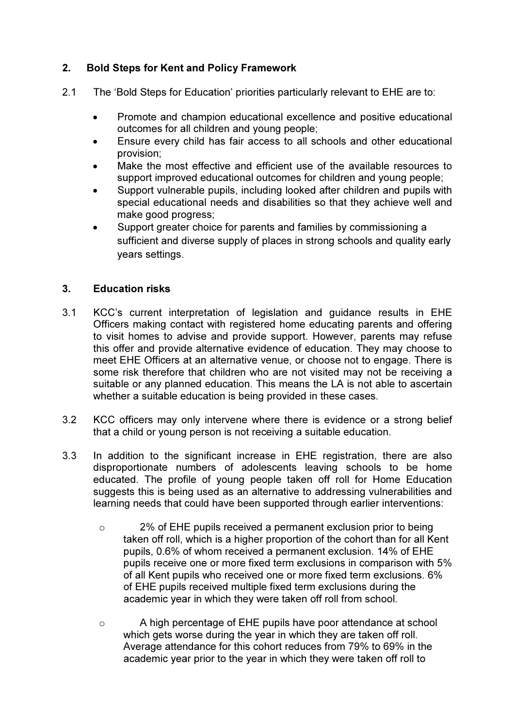## 2. Bold Steps for Kent and Policy Framework

2.1 The 'Bold Steps for Education' priorities particularly relevant to EHE are to:

- Promote and champion educational excellence and positive educational outcomes for all children and young people;
- Ensure every child has fair access to all schools and other educational provision;
- Make the most effective and efficient use of the available resources to support improved educational outcomes for children and young people;
- Support vulnerable pupils, including looked after children and pupils with special educational needs and disabilities so that they achieve well and make good progress;
- Support greater choice for parents and families by commissioning a sufficient and diverse supply of places in strong schools and quality early years settings.

## 3. Education risks

3.1 KCC's current interpretation of legislation and guidance results in EHE Officers making contact with registered home educating parents and offering to visit homes to advise and provide support. However, parents may refuse this offer and provide alternative evidence of education. They may choose to meet EHE Officers at an alternative venue, or choose not to engage. There is some risk therefore that children who are not visited may not be receiving a suitable or any planned education. This means the LA is not able to ascertain whether a suitable education is being provided in these cases.

3.2 KCC officers may only intervene where there is evidence or a strong belief that a child or young person is not receiving a suitable education.

3.3 In addition to the significant increase in EHE registration, there are also disproportionate numbers of adolescents leaving schools to be home educated. The profile of young people taken off roll for Home Education suggests this is being used as an alternative to addressing vulnerabilities and learning needs that could have been supported through earlier interventions:

- 2% of EHE pupils received a permanent exclusion prior to being taken off roll, which is a higher proportion of the cohort than for all Kent pupils, 0.6% of whom received a permanent exclusion. 14% of EHE pupils receive one or more fixed term exclusions in comparison with 5% of all Kent pupils who received one or more fixed term exclusions. 6% of EHE pupils received multiple fixed term exclusions during the academic year in which they were taken off roll from school.

- A high percentage of EHE pupils have poor attendance at school which gets worse during the year in which they are taken off roll. Average attendance for this cohort reduces from 79% to 69% in the academic year prior to the year in which they were taken off roll to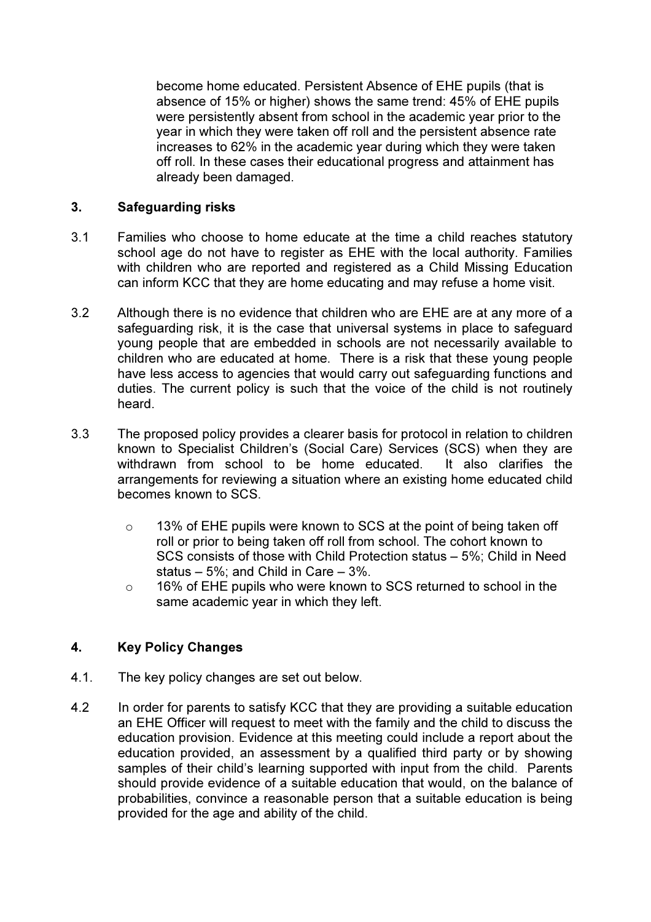become home educated. Persistent Absence of EHE pupils (that is absence of 15% or higher) shows the same trend: 45% of EHE pupils were persistently absent from school in the academic year prior to the year in which they were taken off roll and the persistent absence rate increases to 62% in the academic year during which they were taken off roll. In these cases their educational progress and attainment has already been damaged.

## 3. Safeguarding risks

3.1 Families who choose to home educate at the time a child reaches statutory school age do not have to register as EHE with the local authority. Families with children who are reported and registered as a Child Missing Education can inform KCC that they are home educating and may refuse a home visit.

3.2 Although there is no evidence that children who are EHE are at any more of a safeguarding risk, it is the case that universal systems in place to safeguard young people that are embedded in schools are not necessarily available to children who are educated at home. There is a risk that these young people have less access to agencies that would carry out safeguarding functions and duties. The current policy is such that the voice of the child is not routinely heard.

3.3 The proposed policy provides a clearer basis for protocol in relation to children known to Specialist Children's (Social Care) Services (SCS) when they are withdrawn from school to be home educated. It also clarifies the arrangements for reviewing a situation where an existing home educated child becomes known to SCS.

- 13% of EHE pupils were known to SCS at the point of being taken off roll or prior to being taken off roll from school. The cohort known to SCS consists of those with Child Protection status – 5%; Child in Need status – 5%; and Child in Care – 3%.
- 16% of EHE pupils who were known to SCS returned to school in the same academic year in which they left.

## 4. Key Policy Changes

4.1. The key policy changes are set out below.

4.2 In order for parents to satisfy KCC that they are providing a suitable education an EHE Officer will request to meet with the family and the child to discuss the education provision. Evidence at this meeting could include a report about the education provided, an assessment by a qualified third party or by showing samples of their child's learning supported with input from the child. Parents should provide evidence of a suitable education that would, on the balance of probabilities, convince a reasonable person that a suitable education is being provided for the age and ability of the child.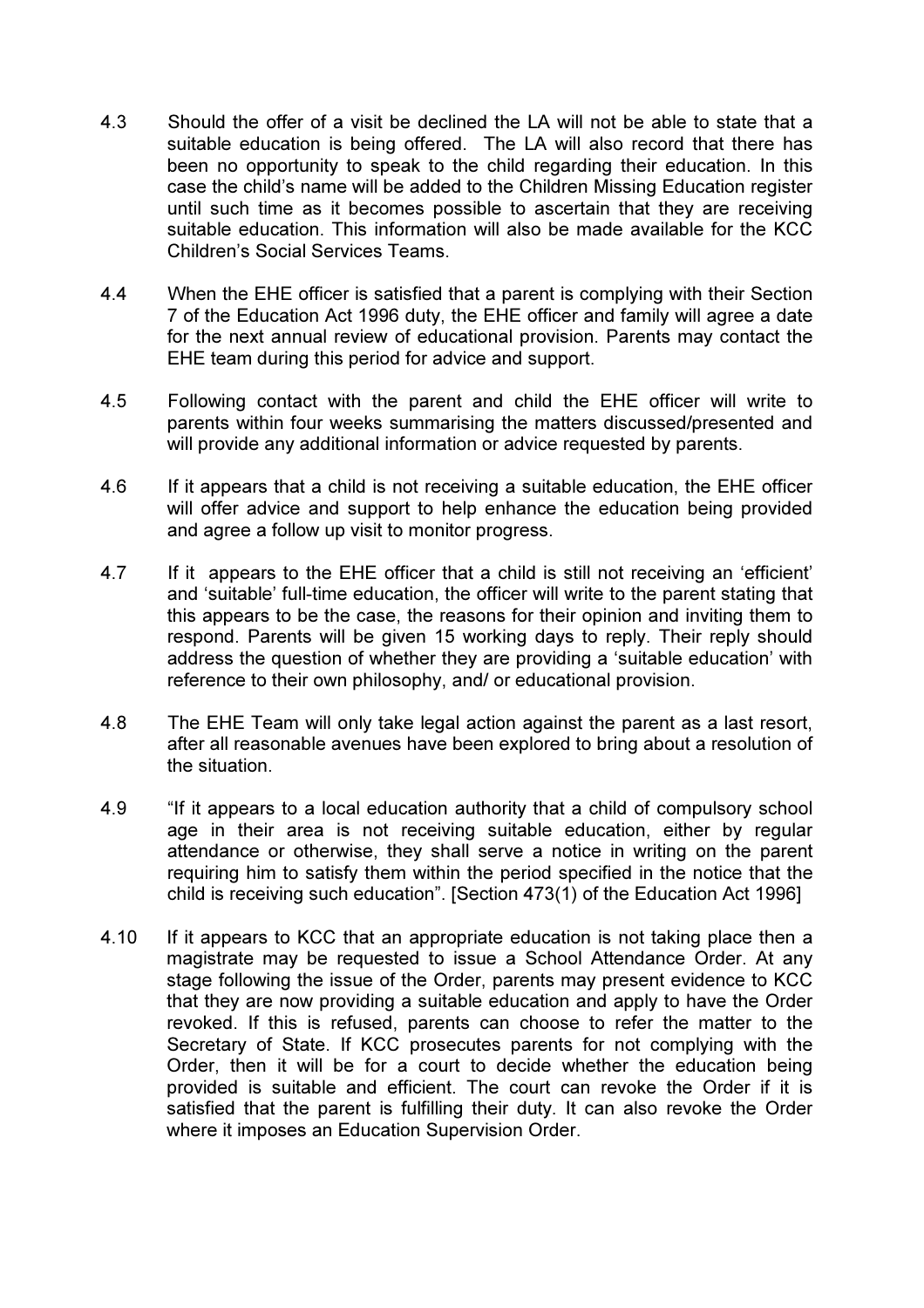4.3 Should the offer of a visit be declined the LA will not be able to state that a suitable education is being offered. The LA will also record that there has been no opportunity to speak to the child regarding their education. In this case the child's name will be added to the Children Missing Education register until such time as it becomes possible to ascertain that they are receiving suitable education. This information will also be made available for the KCC Children's Social Services Teams.

4.4 When the EHE officer is satisfied that a parent is complying with their Section 7 of the Education Act 1996 duty, the EHE officer and family will agree a date for the next annual review of educational provision. Parents may contact the EHE team during this period for advice and support.

4.5 Following contact with the parent and child the EHE officer will write to parents within four weeks summarising the matters discussed/presented and will provide any additional information or advice requested by parents.

4.6 If it appears that a child is not receiving a suitable education, the EHE officer will offer advice and support to help enhance the education being provided and agree a follow up visit to monitor progress.

4.7 If it appears to the EHE officer that a child is still not receiving an 'efficient' and 'suitable' full-time education, the officer will write to the parent stating that this appears to be the case, the reasons for their opinion and inviting them to respond. Parents will be given 15 working days to reply. Their reply should address the question of whether they are providing a 'suitable education' with reference to their own philosophy, and/ or educational provision.

4.8 The EHE Team will only take legal action against the parent as a last resort, after all reasonable avenues have been explored to bring about a resolution of the situation.

4.9 "If it appears to a local education authority that a child of compulsory school age in their area is not receiving suitable education, either by regular attendance or otherwise, they shall serve a notice in writing on the parent requiring him to satisfy them within the period specified in the notice that the child is receiving such education". [Section 473(1) of the Education Act 1996]

4.10 If it appears to KCC that an appropriate education is not taking place then a magistrate may be requested to issue a School Attendance Order. At any stage following the issue of the Order, parents may present evidence to KCC that they are now providing a suitable education and apply to have the Order revoked. If this is refused, parents can choose to refer the matter to the Secretary of State. If KCC prosecutes parents for not complying with the Order, then it will be for a court to decide whether the education being provided is suitable and efficient. The court can revoke the Order if it is satisfied that the parent is fulfilling their duty. It can also revoke the Order where it imposes an Education Supervision Order.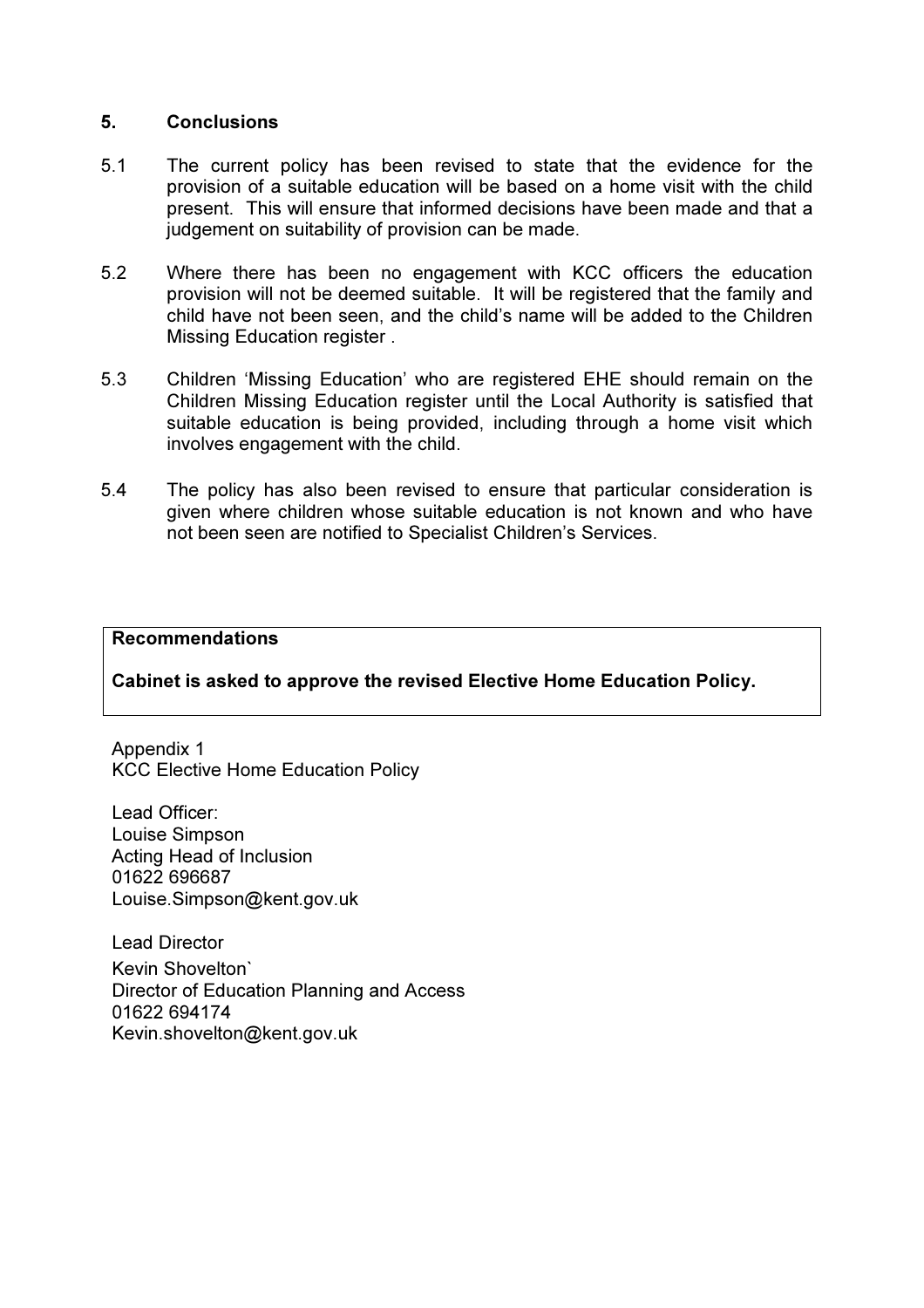## 5. Conclusions

5.1 The current policy has been revised to state that the evidence for the provision of a suitable education will be based on a home visit with the child present. This will ensure that informed decisions have been made and that a judgement on suitability of provision can be made.

5.2 Where there has been no engagement with KCC officers the education provision will not be deemed suitable. It will be registered that the family and child have not been seen, and the child's name will be added to the Children Missing Education register .

5.3 Children 'Missing Education' who are registered EHE should remain on the Children Missing Education register until the Local Authority is satisfied that suitable education is being provided, including through a home visit which involves engagement with the child.

5.4 The policy has also been revised to ensure that particular consideration is given where children whose suitable education is not known and who have not been seen are notified to Specialist Children's Services.

**Recommendations**

**Cabinet is asked to approve the revised Elective Home Education Policy.**

Appendix 1
KCC Elective Home Education Policy

Lead Officer:
Louise Simpson
Acting Head of Inclusion
01622 696687
Louise.Simpson@kent.gov.uk

Lead Director
Kevin Shovelton`
Director of Education Planning and Access
01622 694174
Kevin.shovelton@kent.gov.uk